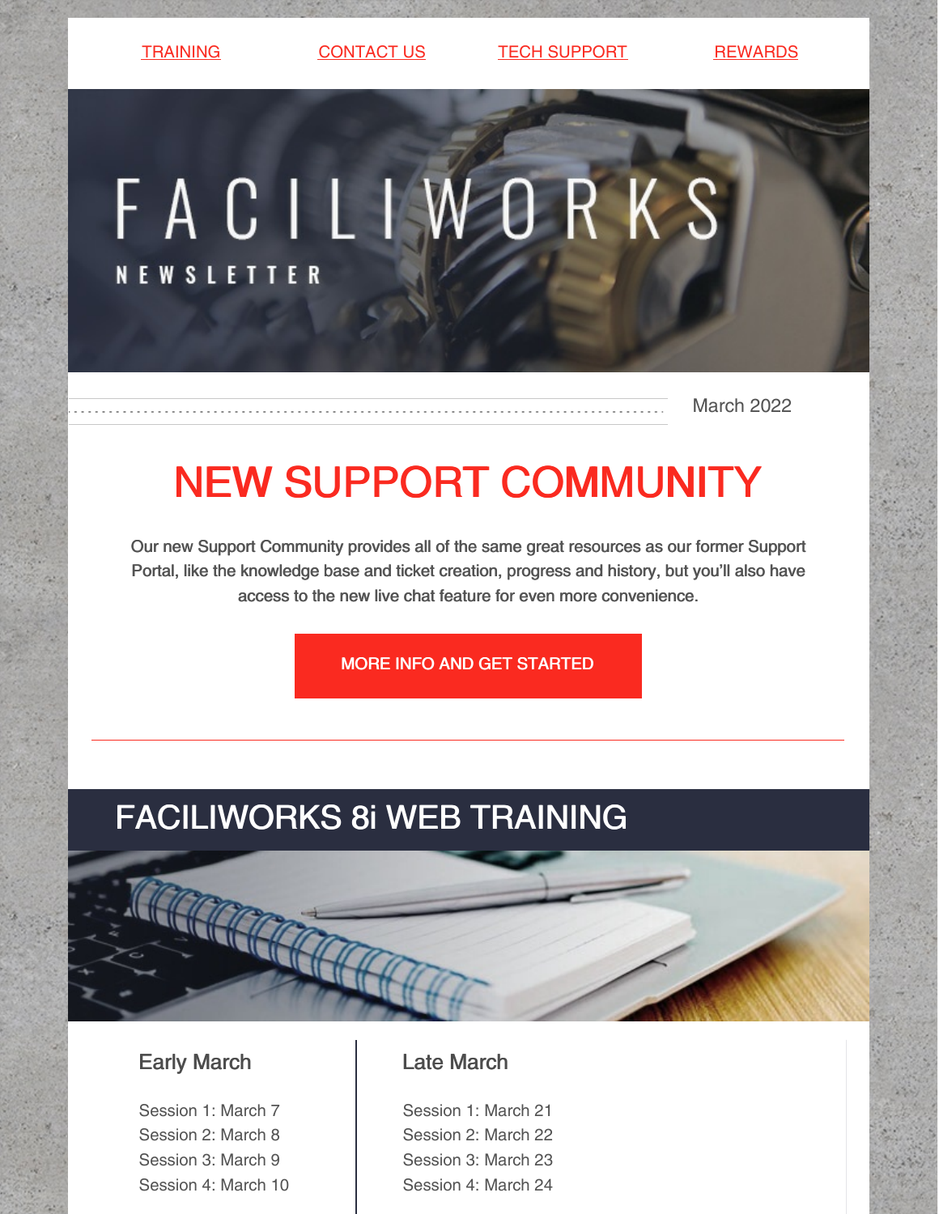TRAINING | CONTACT US | TECH SUPPORT | REWARDS

# FACILIWORKS NEWSLETTER

March 2022

# NEW SUPPORT COMMUNITY

Our new Support Community provides all of the same great resources as our former Support Portal, like the knowledge base and ticket creation, progress and history, but you'll also have access to the new live chat feature for even more convenience.

MORE INFO AND GET STARTED

---

## FACILIWORKS 8i WEB TRAINING

### Early March

Session 1: March 7
Session 2: March 8
Session 3: March 9
Session 4: March 10

### Late March

Session 1: March 21
Session 2: March 22
Session 3: March 23
Session 4: March 24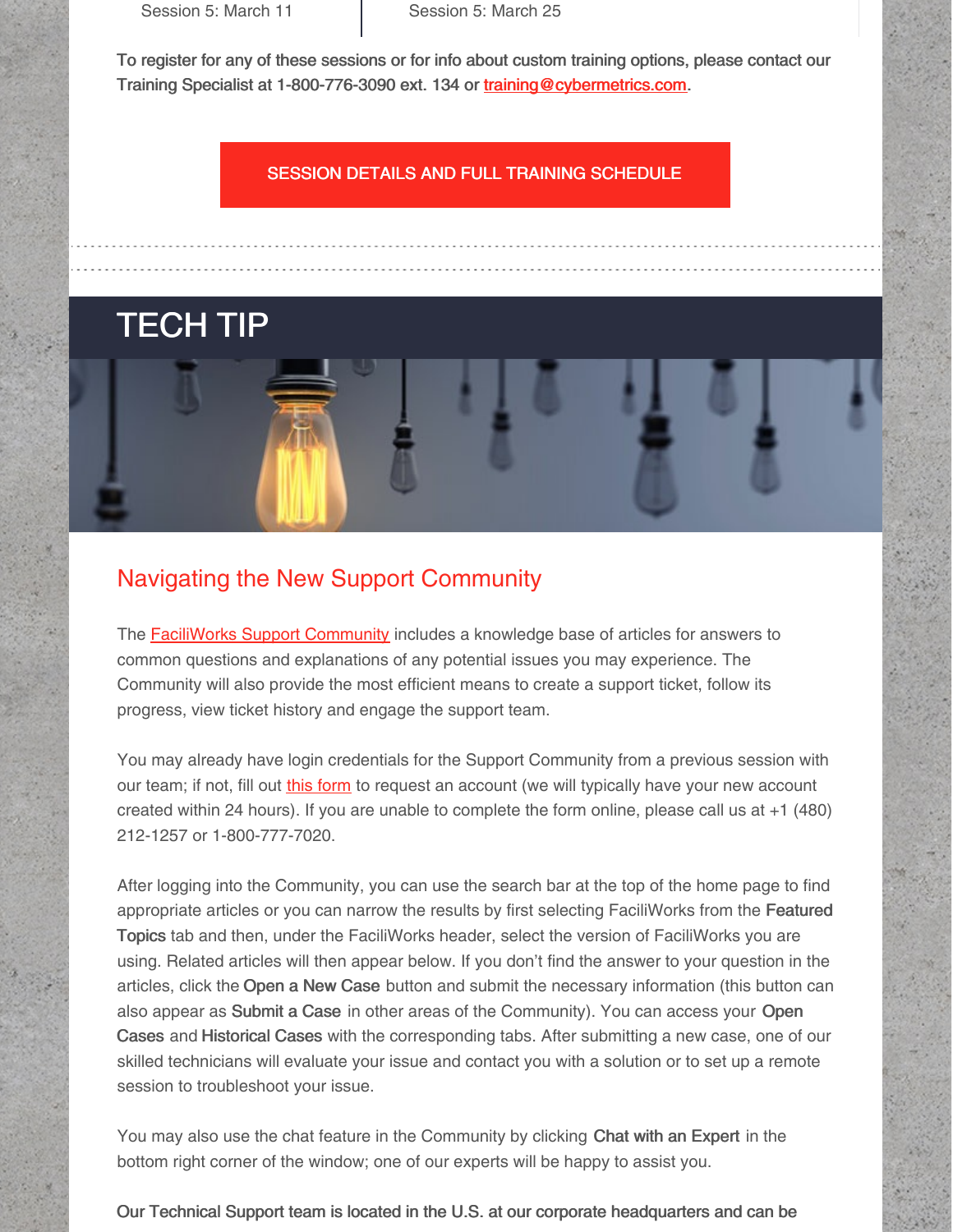| Session 5: March 11 | Session 5: March 25 |
| --- | --- |

To register for any of these sessions or for info about custom training options, please contact our Training Specialist at 1-800-776-3090 ext. 134 or training@cybermetrics.com.

SESSION DETAILS AND FULL TRAINING SCHEDULE

# TECH TIP

## Navigating the New Support Community

The FaciliWorks Support Community includes a knowledge base of articles for answers to common questions and explanations of any potential issues you may experience. The Community will also provide the most efficient means to create a support ticket, follow its progress, view ticket history and engage the support team.

You may already have login credentials for the Support Community from a previous session with our team; if not, fill out this form to request an account (we will typically have your new account created within 24 hours). If you are unable to complete the form online, please call us at +1 (480) 212-1257 or 1-800-777-7020.

After logging into the Community, you can use the search bar at the top of the home page to find appropriate articles or you can narrow the results by first selecting FaciliWorks from the **Featured Topics** tab and then, under the FaciliWorks header, select the version of FaciliWorks you are using. Related articles will then appear below. If you don't find the answer to your question in the articles, click the **Open a New Case** button and submit the necessary information (this button can also appear as **Submit a Case** in other areas of the Community). You can access your **Open Cases** and **Historical Cases** with the corresponding tabs. After submitting a new case, one of our skilled technicians will evaluate your issue and contact you with a solution or to set up a remote session to troubleshoot your issue.

You may also use the chat feature in the Community by clicking **Chat with an Expert** in the bottom right corner of the window; one of our experts will be happy to assist you.

**Our Technical Support team is located in the U.S. at our corporate headquarters and can be**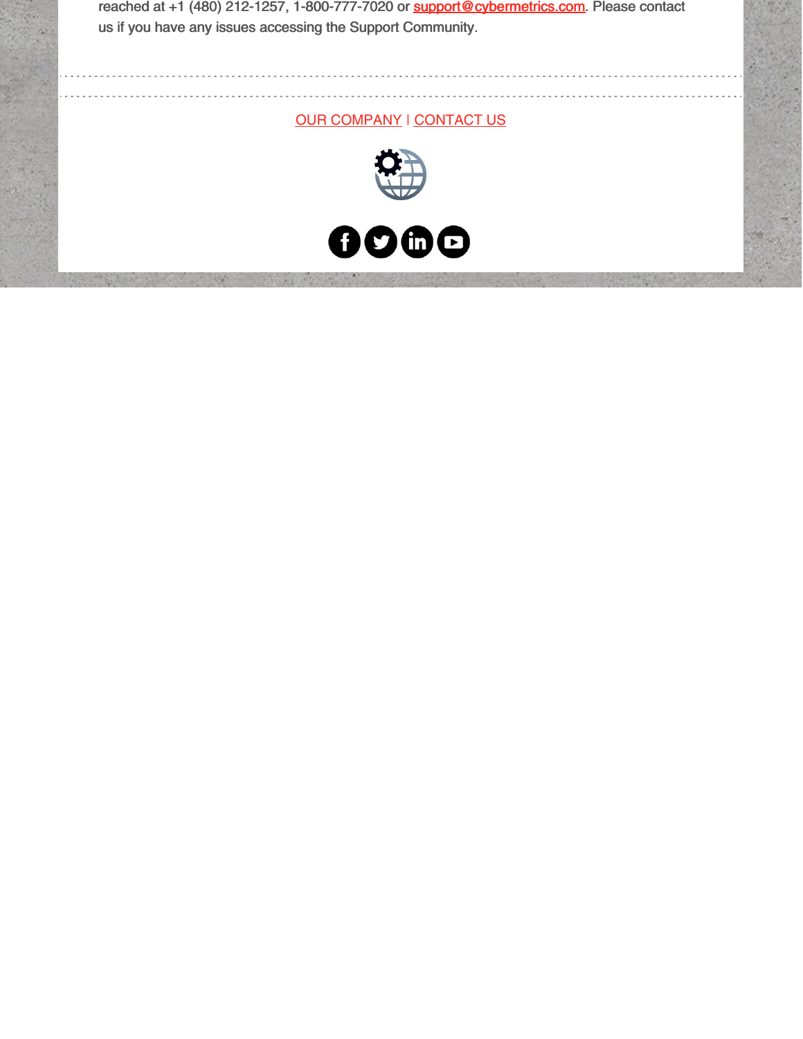reached at +1 (480) 212-1257, 1-800-777-7020 or support@cybermetrics.com. Please contact us if you have any issues accessing the Support Community.

OUR COMPANY | CONTACT US